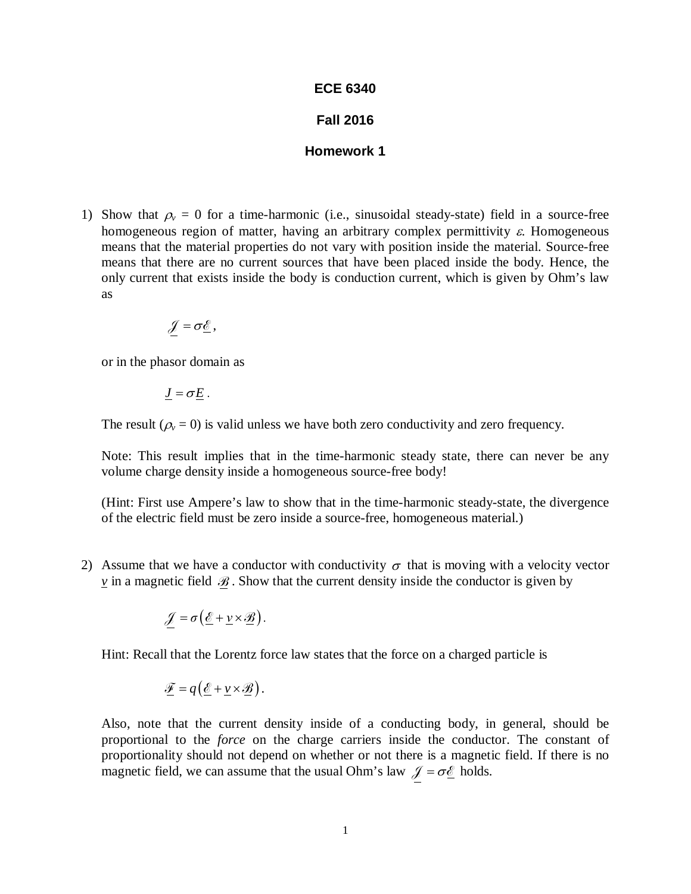**ECE 6340**

**Fall 2016**

**Homework 1**

1) Show that $\rho_v$ = 0 for a time-harmonic (i.e., sinusoidal steady-state) field in a source-free homogeneous region of matter, having an arbitrary complex permittivity $\varepsilon$. Homogeneous means that the material properties do not vary with position inside the material. Source-free means that there are no current sources that have been placed inside the body. Hence, the only current that exists inside the body is conduction current, which is given by Ohm's law as

$$\underline{\mathscr{J}} = \sigma \underline{\mathscr{E}},$$

or in the phasor domain as

$$\underline{J} = \sigma \underline{E}.$$

The result ($\rho_v$ = 0) is valid unless we have both zero conductivity and zero frequency.

Note: This result implies that in the time-harmonic steady state, there can never be any volume charge density inside a homogeneous source-free body!

(Hint: First use Ampere's law to show that in the time-harmonic steady-state, the divergence of the electric field must be zero inside a source-free, homogeneous material.)

2) Assume that we have a conductor with conductivity $\sigma$ that is moving with a velocity vector $\underline{v}$ in a magnetic field $\underline{\mathscr{B}}$. Show that the current density inside the conductor is given by

$$\underline{\mathscr{J}} = \sigma \left( \underline{\mathscr{E}} + \underline{v} \times \underline{\mathscr{B}} \right).$$

Hint: Recall that the Lorentz force law states that the force on a charged particle is

$$\underline{\mathscr{F}} = q \left( \underline{\mathscr{E}} + \underline{v} \times \underline{\mathscr{B}} \right).$$

Also, note that the current density inside of a conducting body, in general, should be proportional to the *force* on the charge carriers inside the conductor. The constant of proportionality should not depend on whether or not there is a magnetic field. If there is no magnetic field, we can assume that the usual Ohm's law $\underline{\mathscr{J}} = \sigma \underline{\mathscr{E}}$ holds.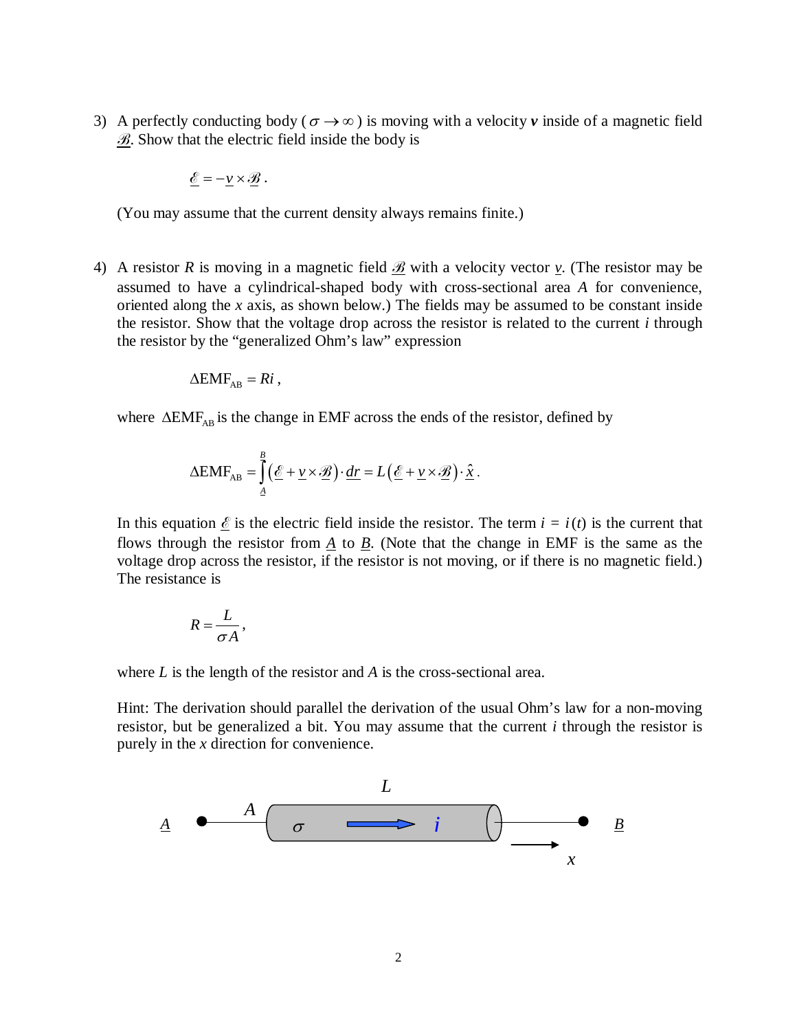3) A perfectly conducting body ($\sigma \to \infty$) is moving with a velocity $\boldsymbol{v}$ inside of a magnetic field $\underline{\mathscr{B}}$. Show that the electric field inside the body is

$$\underline{\mathscr{E}} = -\underline{v} \times \underline{\mathscr{B}} \,.$$

(You may assume that the current density always remains finite.)

4) A resistor $R$ is moving in a magnetic field $\underline{\mathscr{B}}$ with a velocity vector $\underline{v}$. (The resistor may be assumed to have a cylindrical-shaped body with cross-sectional area $A$ for convenience, oriented along the $x$ axis, as shown below.) The fields may be assumed to be constant inside the resistor. Show that the voltage drop across the resistor is related to the current $i$ through the resistor by the "generalized Ohm's law" expression

$$\Delta \text{EMF}_{\text{AB}} = Ri \,,$$

where $\Delta \text{EMF}_{\text{AB}}$ is the change in EMF across the ends of the resistor, defined by

$$\Delta \text{EMF}_{\text{AB}} = \int_{\underline{A}}^{\underline{B}} \left( \underline{\mathscr{E}} + \underline{v} \times \underline{\mathscr{B}} \right) \cdot \underline{dr} = L \left( \underline{\mathscr{E}} + \underline{v} \times \underline{\mathscr{B}} \right) \cdot \underline{\hat{x}} \,.$$

In this equation $\underline{\mathscr{E}}$ is the electric field inside the resistor. The term $i = i(t)$ is the current that flows through the resistor from $\underline{A}$ to $\underline{B}$. (Note that the change in EMF is the same as the voltage drop across the resistor, if the resistor is not moving, or if there is no magnetic field.) The resistance is

$$R = \frac{L}{\sigma A} \,,$$

where $L$ is the length of the resistor and $A$ is the cross-sectional area.

Hint: The derivation should parallel the derivation of the usual Ohm's law for a non-moving resistor, but be generalized a bit. You may assume that the current $i$ through the resistor is purely in the $x$ direction for convenience.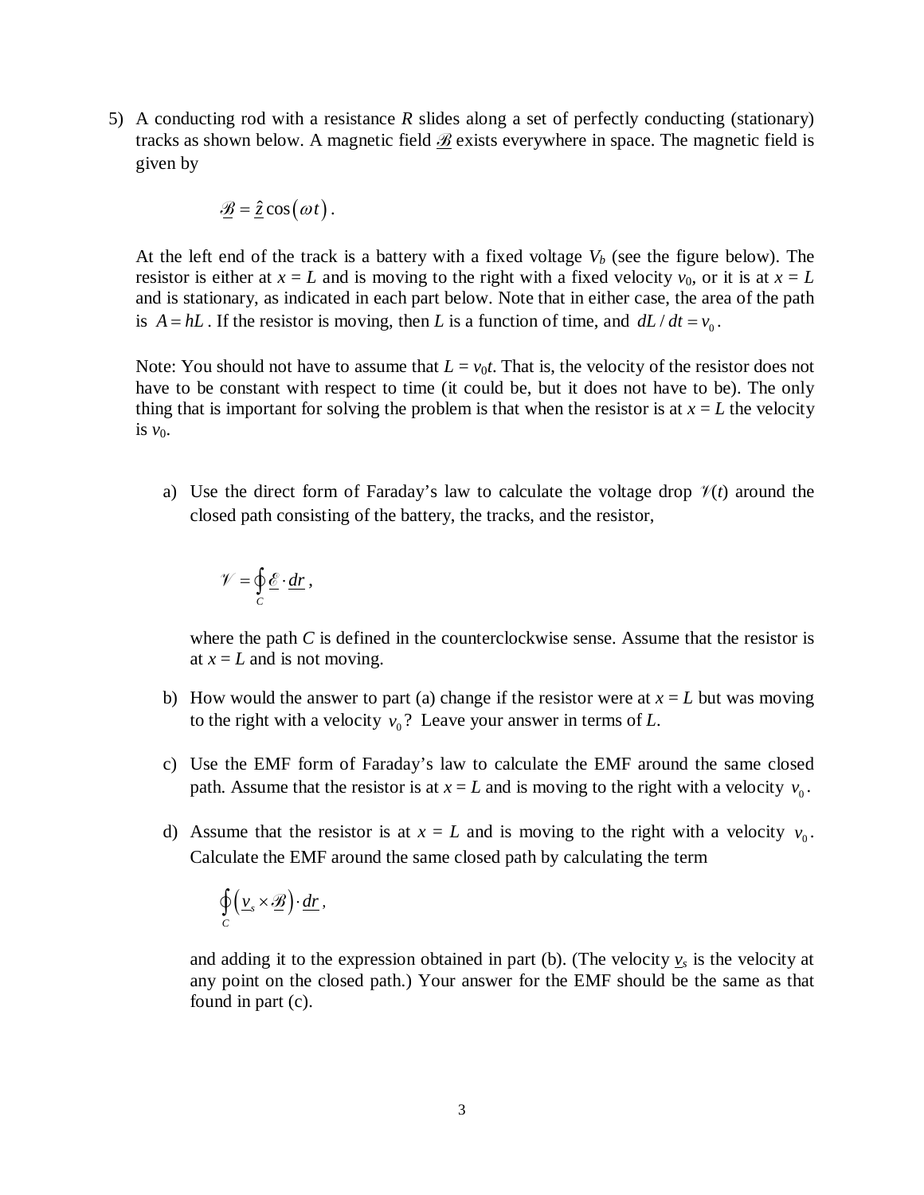5) A conducting rod with a resistance $R$ slides along a set of perfectly conducting (stationary) tracks as shown below. A magnetic field $\underline{\mathscr{B}}$ exists everywhere in space. The magnetic field is given by

$$\underline{\mathscr{B}} = \underline{\hat{z}} \cos(\omega t) .$$

At the left end of the track is a battery with a fixed voltage $V_b$ (see the figure below). The resistor is either at $x = L$ and is moving to the right with a fixed velocity $v_0$, or it is at $x = L$ and is stationary, as indicated in each part below. Note that in either case, the area of the path is $A = hL$. If the resistor is moving, then $L$ is a function of time, and $dL/dt = v_0$.

Note: You should not have to assume that $L = v_0 t$. That is, the velocity of the resistor does not have to be constant with respect to time (it could be, but it does not have to be). The only thing that is important for solving the problem is that when the resistor is at $x = L$ the velocity is $v_0$.

a) Use the direct form of Faraday's law to calculate the voltage drop $\mathscr{V}(t)$ around the closed path consisting of the battery, the tracks, and the resistor,

$$\mathscr{V} = \oint_C \underline{\mathscr{E}} \cdot \underline{dr} ,$$

where the path $C$ is defined in the counterclockwise sense. Assume that the resistor is at $x = L$ and is not moving.

b) How would the answer to part (a) change if the resistor were at $x = L$ but was moving to the right with a velocity $v_0$? Leave your answer in terms of $L$.

c) Use the EMF form of Faraday's law to calculate the EMF around the same closed path. Assume that the resistor is at $x = L$ and is moving to the right with a velocity $v_0$.

d) Assume that the resistor is at $x = L$ and is moving to the right with a velocity $v_0$. Calculate the EMF around the same closed path by calculating the term

$$\oint_C \left( \underline{v}_s \times \underline{\mathscr{B}} \right) \cdot \underline{dr} ,$$

and adding it to the expression obtained in part (b). (The velocity $\underline{v}_s$ is the velocity at any point on the closed path.) Your answer for the EMF should be the same as that found in part (c).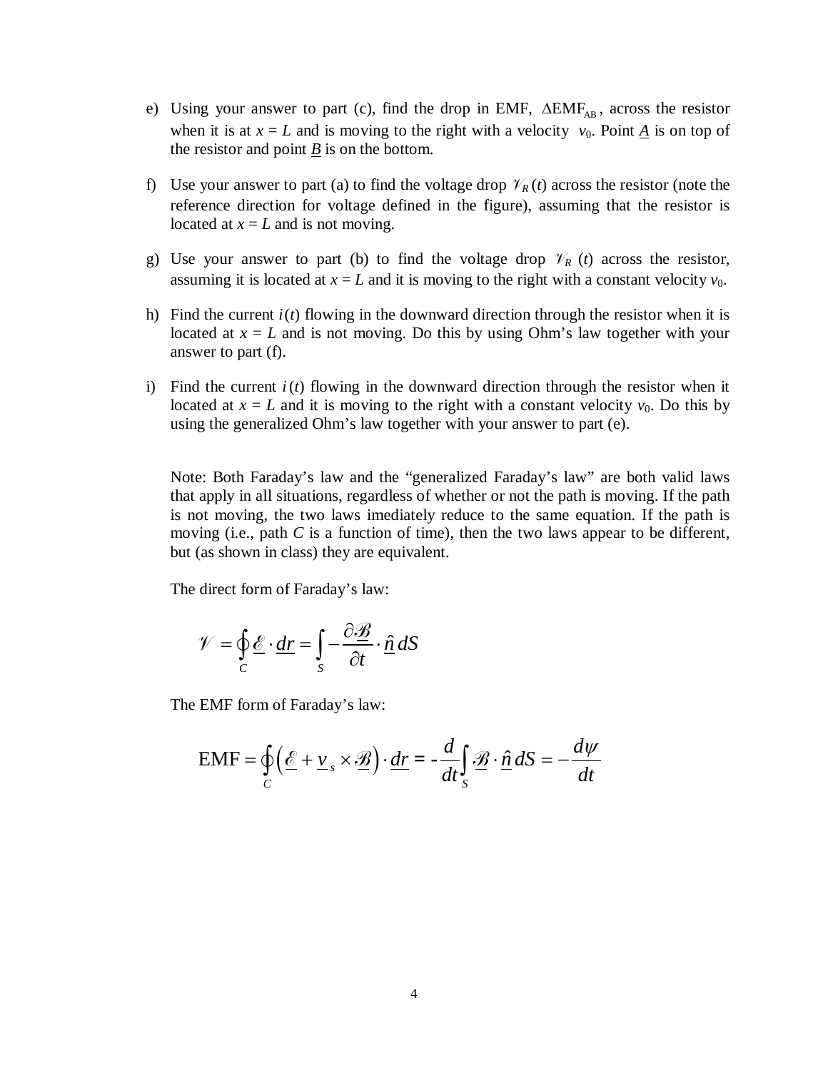e) Using your answer to part (c), find the drop in EMF, $\Delta\text{EMF}_{\text{AB}}$, across the resistor when it is at $x = L$ and is moving to the right with a velocity $v_0$. Point $\underline{A}$ is on top of the resistor and point $\underline{B}$ is on the bottom.

f) Use your answer to part (a) to find the voltage drop $\mathscr{V}_R(t)$ across the resistor (note the reference direction for voltage defined in the figure), assuming that the resistor is located at $x = L$ and is not moving.

g) Use your answer to part (b) to find the voltage drop $\mathscr{V}_R(t)$ across the resistor, assuming it is located at $x = L$ and it is moving to the right with a constant velocity $v_0$.

h) Find the current $i(t)$ flowing in the downward direction through the resistor when it is located at $x = L$ and is not moving. Do this by using Ohm's law together with your answer to part (f).

i) Find the current $i(t)$ flowing in the downward direction through the resistor when it located at $x = L$ and it is moving to the right with a constant velocity $v_0$. Do this by using the generalized Ohm's law together with your answer to part (e).

Note: Both Faraday's law and the "generalized Faraday's law" are both valid laws that apply in all situations, regardless of whether or not the path is moving. If the path is not moving, the two laws imediately reduce to the same equation. If the path is moving (i.e., path $C$ is a function of time), then the two laws appear to be different, but (as shown in class) they are equivalent.

The direct form of Faraday's law:

$$\mathscr{V} = \oint_C \underline{\mathscr{E}} \cdot \underline{dr} = \int_S -\frac{\partial \underline{\mathscr{B}}}{\partial t} \cdot \underline{\hat{n}}\, dS$$

The EMF form of Faraday's law:

$$\text{EMF} = \oint_C \left( \underline{\mathscr{E}} + \underline{v}_s \times \underline{\mathscr{B}} \right) \cdot \underline{dr} = -\frac{d}{dt} \int_S \underline{\mathscr{B}} \cdot \underline{\hat{n}}\, dS = -\frac{d\psi}{dt}$$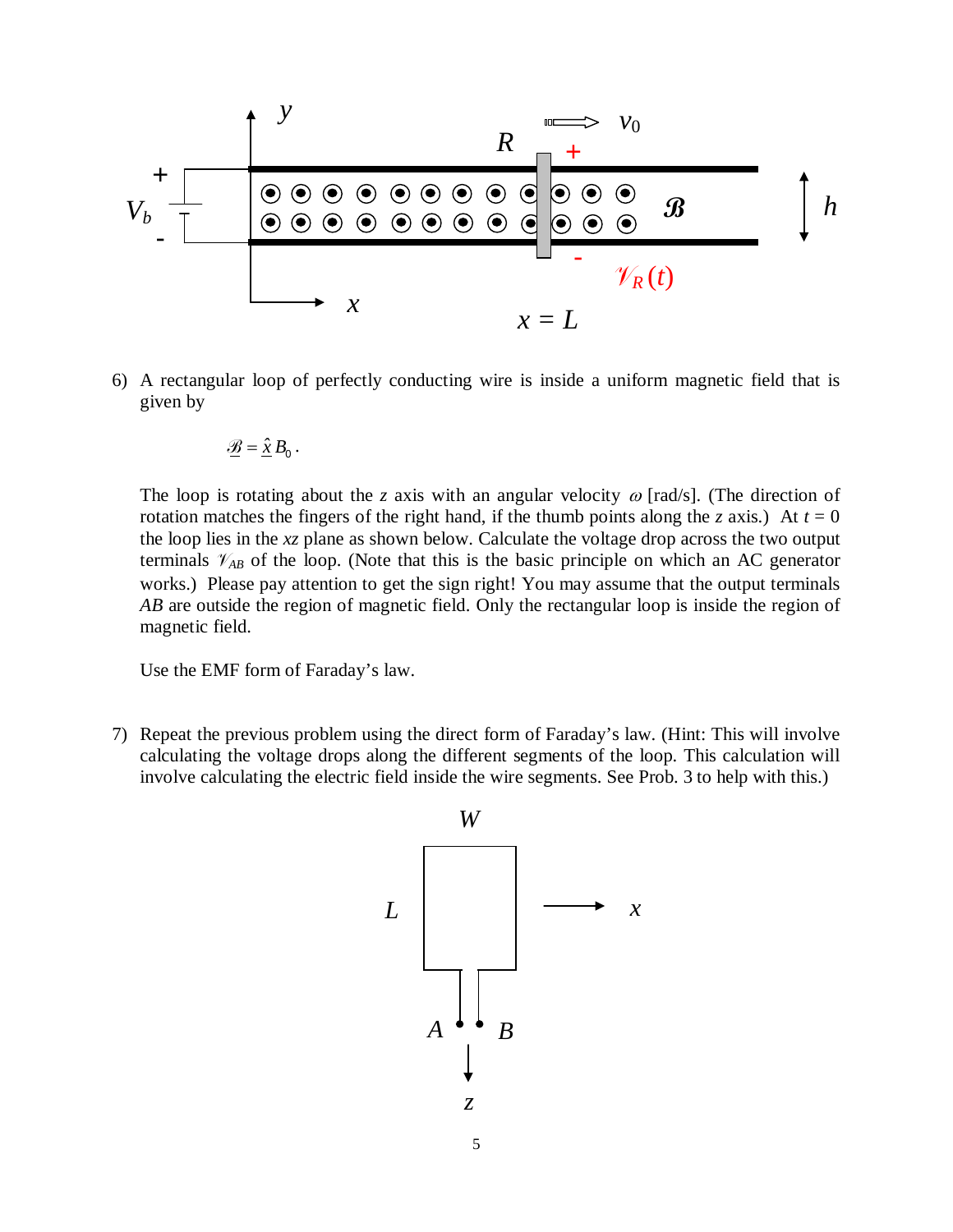6) A rectangular loop of perfectly conducting wire is inside a uniform magnetic field that is given by

$$\underline{\mathscr{B}} = \underline{\hat{x}}\, B_0 \,.$$

The loop is rotating about the $z$ axis with an angular velocity $\omega$ [rad/s]. (The direction of rotation matches the fingers of the right hand, if the thumb points along the $z$ axis.) At $t = 0$ the loop lies in the $xz$ plane as shown below. Calculate the voltage drop across the two output terminals $\mathscr{V}_{AB}$ of the loop. (Note that this is the basic principle on which an AC generator works.) Please pay attention to get the sign right! You may assume that the output terminals $AB$ are outside the region of magnetic field. Only the rectangular loop is inside the region of magnetic field.

Use the EMF form of Faraday's law.

7) Repeat the previous problem using the direct form of Faraday's law. (Hint: This will involve calculating the voltage drops along the different segments of the loop. This calculation will involve calculating the electric field inside the wire segments. See Prob. 3 to help with this.)